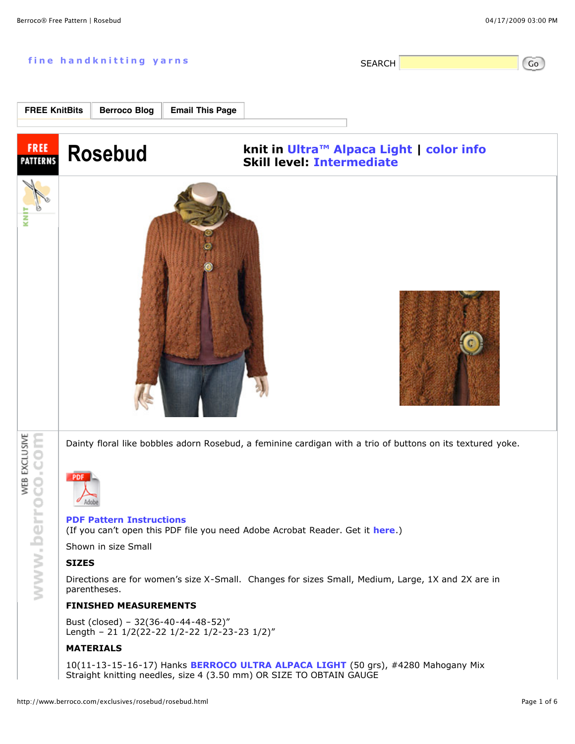fine handknitting yarns

SEARCH Go

FREE KnitBits | Berroco Blog | Email This Page

FREE PATTERNS

# Rosebud

**knit in Ultra™ Alpaca Light | color info**
**Skill level: Intermediate**

KNIT

WEB EXCLUSIVE www.berroco.com

Dainty floral like bobbles adorn Rosebud, a feminine cardigan with a trio of buttons on its textured yoke.

**PDF Pattern Instructions**
(If you can't open this PDF file you need Adobe Acrobat Reader. Get it **here**.)

Shown in size Small

**SIZES**

Directions are for women's size X-Small. Changes for sizes Small, Medium, Large, 1X and 2X are in parentheses.

**FINISHED MEASUREMENTS**

Bust (closed) – 32(36-40-44-48-52)"
Length – 21 1/2(22-22 1/2-22 1/2-23-23 1/2)"

**MATERIALS**

10(11-13-15-16-17) Hanks **BERROCO ULTRA ALPACA LIGHT** (50 grs), #4280 Mahogany Mix
Straight knitting needles, size 4 (3.50 mm) OR SIZE TO OBTAIN GAUGE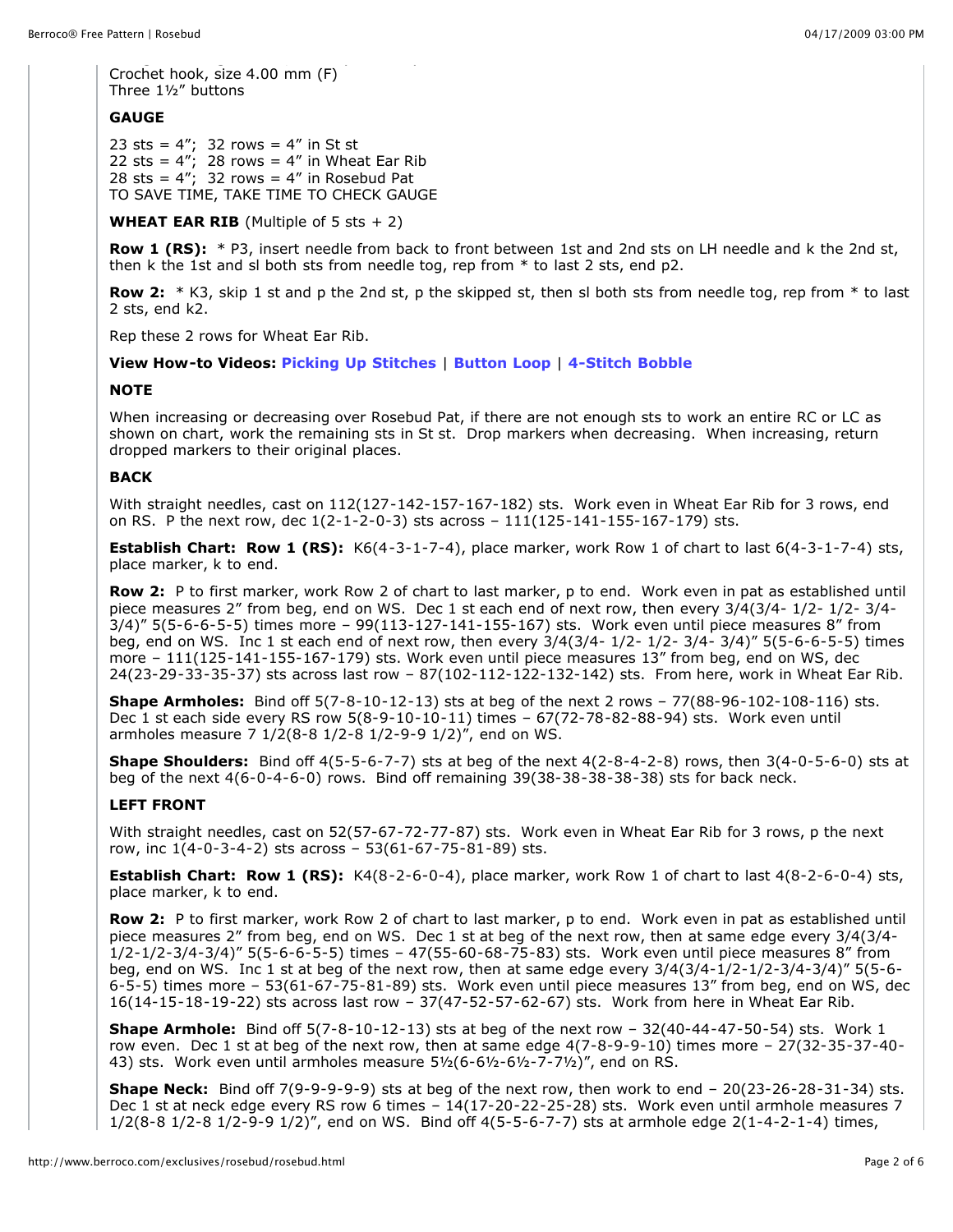Crochet hook, size 4.00 mm (F)
Three 1½" buttons

**GAUGE**

23 sts = 4"; 32 rows = 4" in St st
22 sts = 4"; 28 rows = 4" in Wheat Ear Rib
28 sts = 4"; 32 rows = 4" in Rosebud Pat
TO SAVE TIME, TAKE TIME TO CHECK GAUGE

**WHEAT EAR RIB** (Multiple of 5 sts + 2)

**Row 1 (RS):** * P3, insert needle from back to front between 1st and 2nd sts on LH needle and k the 2nd st, then k the 1st and sl both sts from needle tog, rep from * to last 2 sts, end p2.

**Row 2:** * K3, skip 1 st and p the 2nd st, p the skipped st, then sl both sts from needle tog, rep from * to last 2 sts, end k2.

Rep these 2 rows for Wheat Ear Rib.

**View How-to Videos: Picking Up Stitches** | **Button Loop** | **4-Stitch Bobble**

**NOTE**

When increasing or decreasing over Rosebud Pat, if there are not enough sts to work an entire RC or LC as shown on chart, work the remaining sts in St st. Drop markers when decreasing. When increasing, return dropped markers to their original places.

**BACK**

With straight needles, cast on 112(127-142-157-167-182) sts. Work even in Wheat Ear Rib for 3 rows, end on RS. P the next row, dec 1(2-1-2-0-3) sts across – 111(125-141-155-167-179) sts.

**Establish Chart: Row 1 (RS):** K6(4-3-1-7-4), place marker, work Row 1 of chart to last 6(4-3-1-7-4) sts, place marker, k to end.

**Row 2:** P to first marker, work Row 2 of chart to last marker, p to end. Work even in pat as established until piece measures 2" from beg, end on WS. Dec 1 st each end of next row, then every 3/4(3/4- 1/2- 1/2- 3/4- 3/4)" 5(5-6-6-5-5) times more – 99(113-127-141-155-167) sts. Work even until piece measures 8" from beg, end on WS. Inc 1 st each end of next row, then every 3/4(3/4- 1/2- 1/2- 3/4- 3/4)" 5(5-6-6-5-5) times more – 111(125-141-155-167-179) sts. Work even until piece measures 13" from beg, end on WS, dec 24(23-29-33-35-37) sts across last row – 87(102-112-122-132-142) sts. From here, work in Wheat Ear Rib.

**Shape Armholes:** Bind off 5(7-8-10-12-13) sts at beg of the next 2 rows – 77(88-96-102-108-116) sts. Dec 1 st each side every RS row 5(8-9-10-10-11) times – 67(72-78-82-88-94) sts. Work even until armholes measure 7 1/2(8-8 1/2-8 1/2-9-9 1/2)", end on WS.

**Shape Shoulders:** Bind off 4(5-5-6-7-7) sts at beg of the next 4(2-8-4-2-8) rows, then 3(4-0-5-6-0) sts at beg of the next 4(6-0-4-6-0) rows. Bind off remaining 39(38-38-38-38-38) sts for back neck.

**LEFT FRONT**

With straight needles, cast on 52(57-67-72-77-87) sts. Work even in Wheat Ear Rib for 3 rows, p the next row, inc 1(4-0-3-4-2) sts across – 53(61-67-75-81-89) sts.

**Establish Chart: Row 1 (RS):** K4(8-2-6-0-4), place marker, work Row 1 of chart to last 4(8-2-6-0-4) sts, place marker, k to end.

**Row 2:** P to first marker, work Row 2 of chart to last marker, p to end. Work even in pat as established until piece measures 2" from beg, end on WS. Dec 1 st at beg of the next row, then at same edge every 3/4(3/4-1/2-1/2-3/4-3/4)" 5(5-6-6-5-5) times – 47(55-60-68-75-83) sts. Work even until piece measures 8" from beg, end on WS. Inc 1 st at beg of the next row, then at same edge every 3/4(3/4-1/2-1/2-3/4-3/4)" 5(5-6-6-5-5) times more – 53(61-67-75-81-89) sts. Work even until piece measures 13" from beg, end on WS, dec 16(14-15-18-19-22) sts across last row – 37(47-52-57-62-67) sts. Work from here in Wheat Ear Rib.

**Shape Armhole:** Bind off 5(7-8-10-12-13) sts at beg of the next row – 32(40-44-47-50-54) sts. Work 1 row even. Dec 1 st at beg of the next row, then at same edge 4(7-8-9-9-10) times more – 27(32-35-37-40-43) sts. Work even until armholes measure 5½(6-6½-6½-7-7½)", end on RS.

**Shape Neck:** Bind off 7(9-9-9-9-9) sts at beg of the next row, then work to end – 20(23-26-28-31-34) sts. Dec 1 st at neck edge every RS row 6 times – 14(17-20-22-25-28) sts. Work even until armhole measures 7 1/2(8-8 1/2-8 1/2-9-9 1/2)", end on WS. Bind off 4(5-5-6-7-7) sts at armhole edge 2(1-4-2-1-4) times,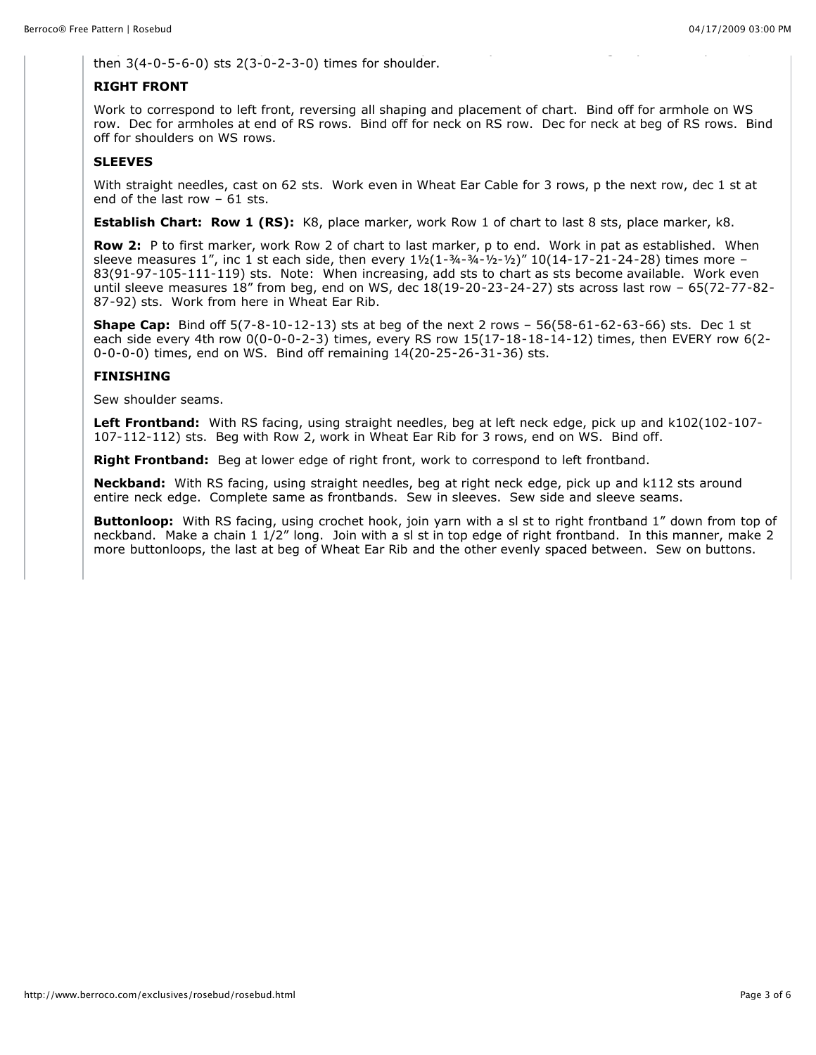then 3(4-0-5-6-0) sts 2(3-0-2-3-0) times for shoulder.

**RIGHT FRONT**

Work to correspond to left front, reversing all shaping and placement of chart. Bind off for armhole on WS row. Dec for armholes at end of RS rows. Bind off for neck on RS row. Dec for neck at beg of RS rows. Bind off for shoulders on WS rows.

**SLEEVES**

With straight needles, cast on 62 sts. Work even in Wheat Ear Cable for 3 rows, p the next row, dec 1 st at end of the last row – 61 sts.

**Establish Chart: Row 1 (RS):** K8, place marker, work Row 1 of chart to last 8 sts, place marker, k8.

**Row 2:** P to first marker, work Row 2 of chart to last marker, p to end. Work in pat as established. When sleeve measures 1", inc 1 st each side, then every 1½(1-¾-¾-½-½)" 10(14-17-21-24-28) times more – 83(91-97-105-111-119) sts. Note: When increasing, add sts to chart as sts become available. Work even until sleeve measures 18" from beg, end on WS, dec 18(19-20-23-24-27) sts across last row – 65(72-77-82-87-92) sts. Work from here in Wheat Ear Rib.

**Shape Cap:** Bind off 5(7-8-10-12-13) sts at beg of the next 2 rows – 56(58-61-62-63-66) sts. Dec 1 st each side every 4th row 0(0-0-0-2-3) times, every RS row 15(17-18-18-14-12) times, then EVERY row 6(2-0-0-0-0) times, end on WS. Bind off remaining 14(20-25-26-31-36) sts.

**FINISHING**

Sew shoulder seams.

**Left Frontband:** With RS facing, using straight needles, beg at left neck edge, pick up and k102(102-107-107-112-112) sts. Beg with Row 2, work in Wheat Ear Rib for 3 rows, end on WS. Bind off.

**Right Frontband:** Beg at lower edge of right front, work to correspond to left frontband.

**Neckband:** With RS facing, using straight needles, beg at right neck edge, pick up and k112 sts around entire neck edge. Complete same as frontbands. Sew in sleeves. Sew side and sleeve seams.

**Buttonloop:** With RS facing, using crochet hook, join yarn with a sl st to right frontband 1" down from top of neckband. Make a chain 1 1/2" long. Join with a sl st in top edge of right frontband. In this manner, make 2 more buttonloops, the last at beg of Wheat Ear Rib and the other evenly spaced between. Sew on buttons.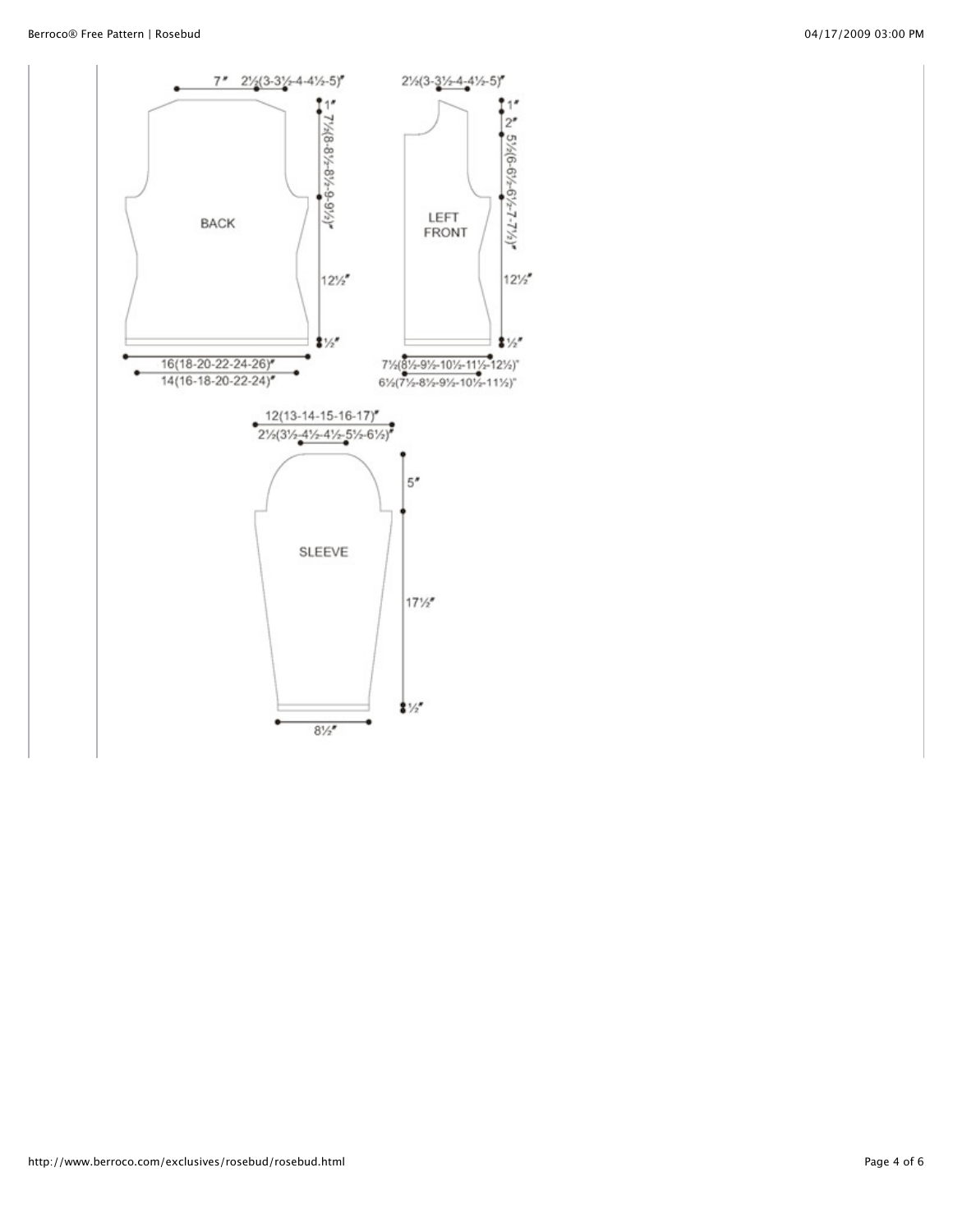BACK

7" 2½(3-3½-4-4½-5)"

1"

7½(8-8½-8½-9-9½)"

12½"

½"

16(18-20-22-24-26)"

14(16-18-20-22-24)"

LEFT FRONT

2½(3-3½-4-4½-5)"

1"

2"

5½(6-6½-6½-7-7½)"

12½"

½"

7½(8½-9½-10½-11½-12½)"

6½(7½-8½-9½-10½-11½)"

SLEEVE

12(13-14-15-16-17)"

2½(3½-4½-4½-5½-6½)"

5"

17½"

½"

8½"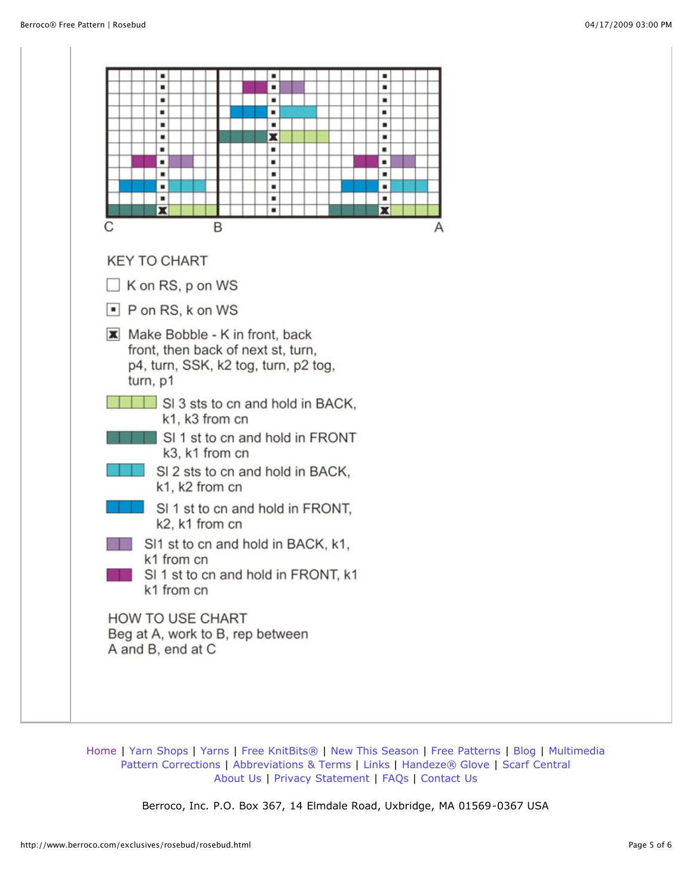C B A

KEY TO CHART

K on RS, p on WS

P on RS, k on WS

Make Bobble - K in front, back front, then back of next st, turn, p4, turn, SSK, k2 tog, turn, p2 tog, turn, p1

Sl 3 sts to cn and hold in BACK, k1, k3 from cn

Sl 1 st to cn and hold in FRONT k3, k1 from cn

Sl 2 sts to cn and hold in BACK, k1, k2 from cn

Sl 1 st to cn and hold in FRONT, k2, k1 from cn

Sl1 st to cn and hold in BACK, k1, k1 from cn

Sl 1 st to cn and hold in FRONT, k1 k1 from cn

HOW TO USE CHART

Beg at A, work to B, rep between A and B, end at C

Home | Yarn Shops | Yarns | Free KnitBits® | New This Season | Free Patterns | Blog | Multimedia
Pattern Corrections | Abbreviations & Terms | Links | Handeze® Glove | Scarf Central
About Us | Privacy Statement | FAQs | Contact Us

Berroco, Inc. P.O. Box 367, 14 Elmdale Road, Uxbridge, MA 01569-0367 USA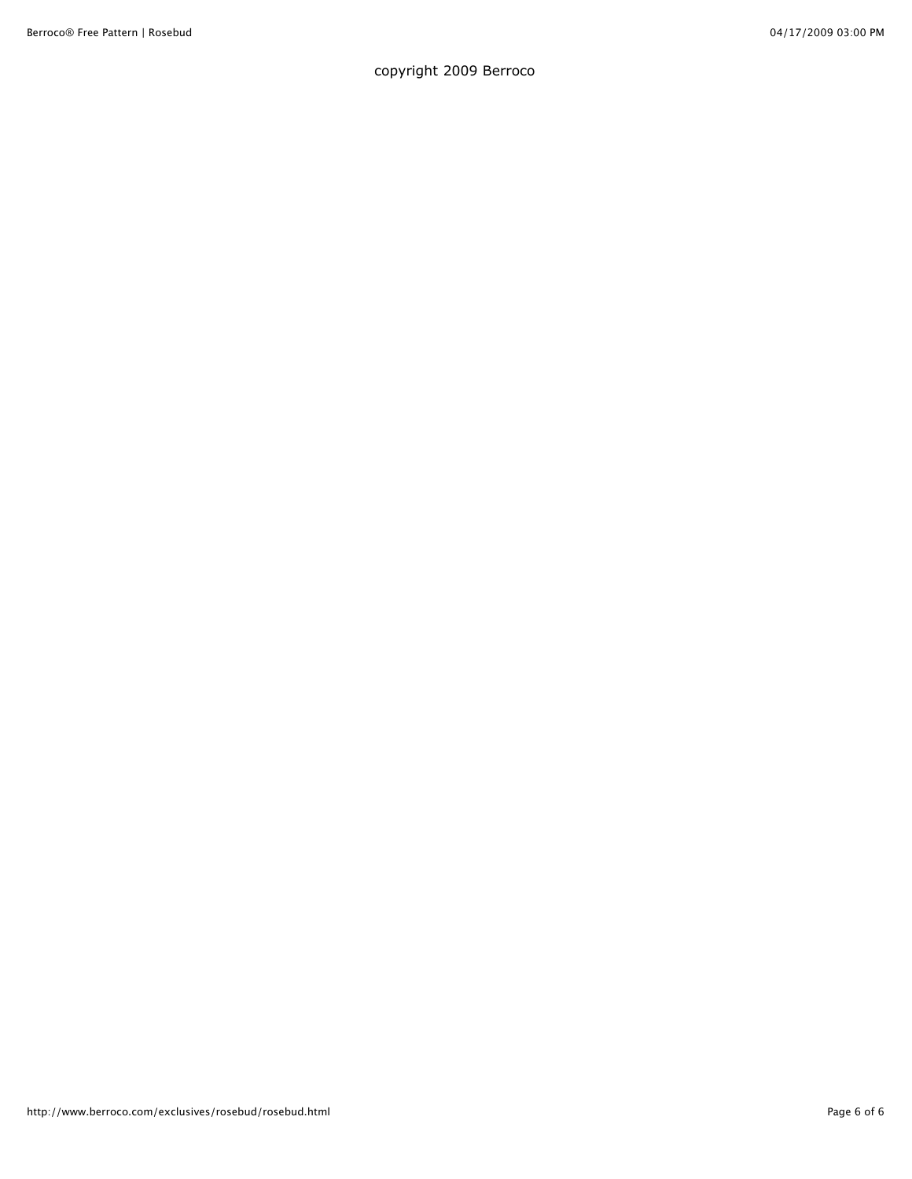copyright 2009 Berroco